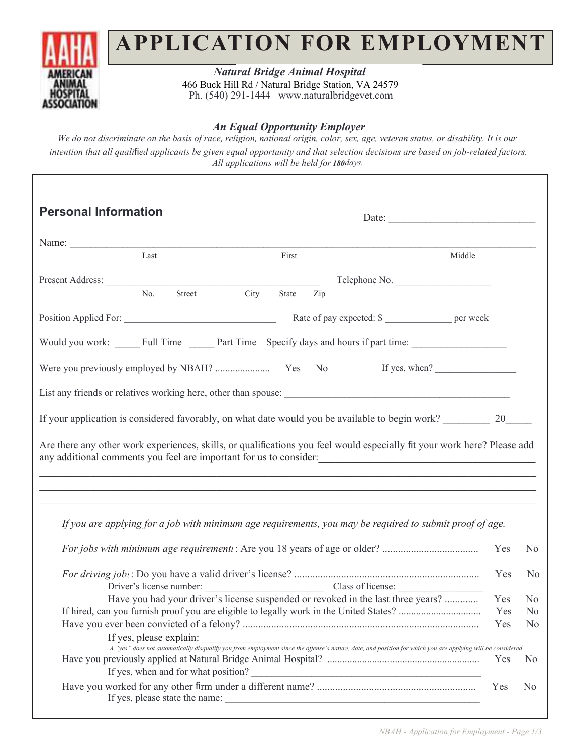AAHA AMERICAN ANIMAL HOSPITAL ASSOCIATION

# APPLICATION FOR EMPLOYMENT

***Natural Bridge Animal Hospital***
466 Buck Hill Rd / Natural Bridge Station, VA 24579
Ph. (540) 291-1444 www.naturalbridgevet.com

***An Equal Opportunity Employer***

*We do not discriminate on the basis of race, religion, national origin, color, sex, age, veteran status, or disability. It is our intention that all qualified applicants be given equal opportunity and that selection decisions are based on job-related factors. All applications will be held for **180** days.*

## Personal Information

Date: ___________________________

Name: ______________________________________________________________________________
Last First Middle

Present Address: ___________________________________________ Telephone No. ___________________
No. Street City State Zip

Position Applied For: _______________________________ Rate of pay expected: $ _____________ per week

Would you work: _____ Full Time _____ Part Time Specify days and hours if part time: __________________

Were you previously employed by NBAH? ..................... Yes No If yes, when? ________________

List any friends or relatives working here, other than spouse: ______________________________________________

If your application is considered favorably, on what date would you be available to begin work? _________ 20_____

Are there any other work experiences, skills, or qualifications you feel would especially fit your work here? Please add any additional comments you feel are important for us to consider:________________________________________

___________________________________________________________________________________________

___________________________________________________________________________________________

___________________________________________________________________________________________

*If you are applying for a job with minimum age requirements, you may be required to submit proof of age.*

*For jobs with minimum age requirements*: Are you 18 years of age or older? .................................... Yes No

*For driving jobs*: Do you have a valid driver's license? ...................................................................... Yes No
Driver's license number: ________________________ Class of license: _________________
Have you had your driver's license suspended or revoked in the last three years? ............ Yes No

If hired, can you furnish proof you are eligible to legally work in the United States? ................................ Yes No

Have you ever been convicted of a felony? .......................................................................................... Yes No
If yes, please explain: ____________________________________________________________
*A "yes" does not automatically disqualify you from employment since the offense's nature, date, and position for which you are applying will be considered.*

Have you previously applied at Natural Bridge Animal Hospital? ........................................................... Yes No
If yes, when and for what position? ______________________________________________

Have you worked for any other firm under a different name? ............................................................ Yes No
If yes, please state the name: ____________________________________________________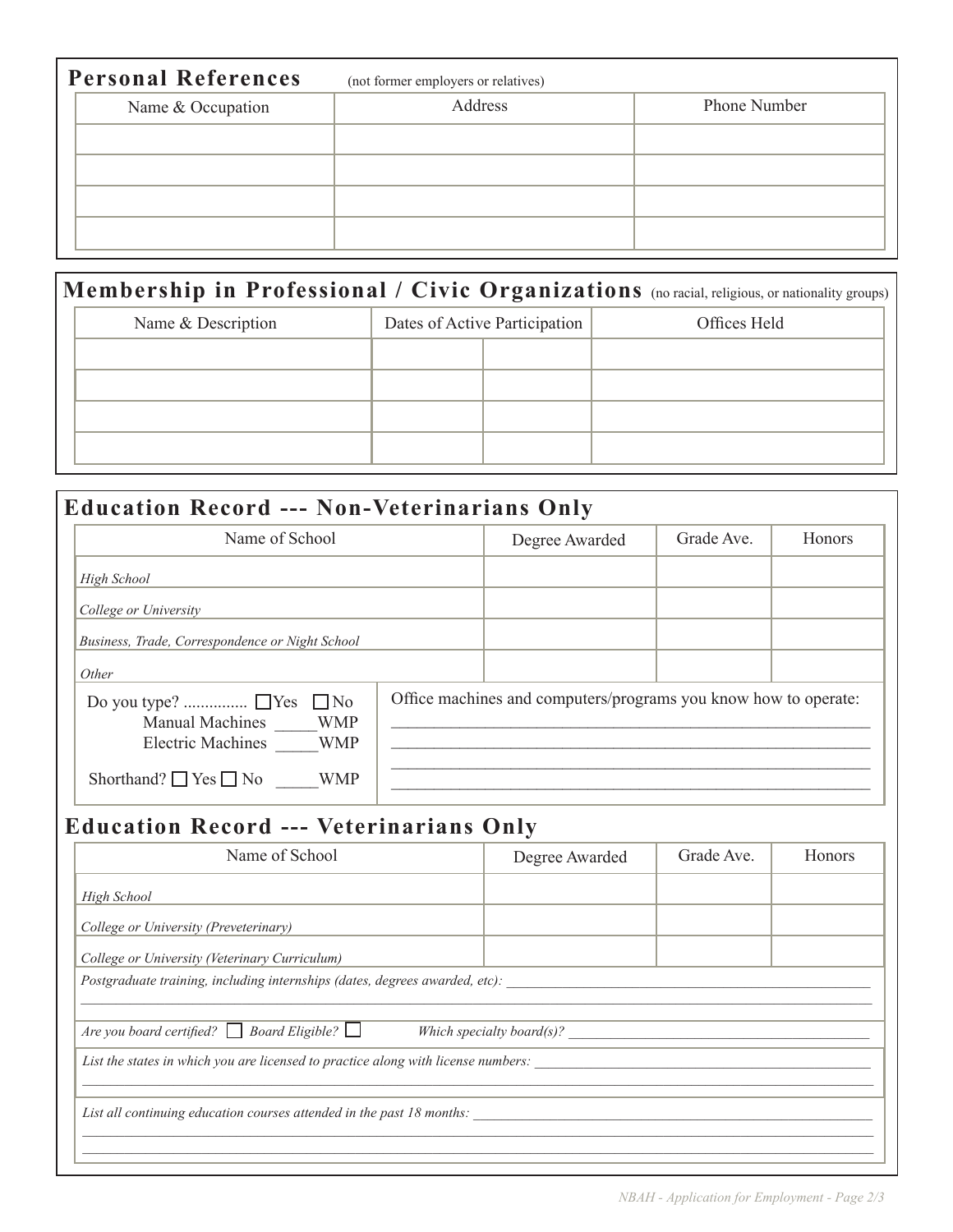## Personal References

(not former employers or relatives)

| Name & Occupation | Address | Phone Number |
| --- | --- | --- |
| | | |
| | | |
| | | |
| | | |

## Membership in Professional / Civic Organizations

(no racial, religious, or nationality groups)

| Name & Description | Dates of Active Participation | | Offices Held |
| --- | --- | --- | --- |
| | | | |
| | | | |
| | | | |
| | | | |

## Education Record --- Non-Veterinarians Only

| Name of School | Degree Awarded | Grade Ave. | Honors |
| --- | --- | --- | --- |
| *High School* | | | |
| *College or University* | | | |
| *Business, Trade, Correspondence or Night School* | | | |
| *Other* | | | |

Do you type? ............... ☐ Yes ☐ No

Manual Machines _____WMP

Electric Machines _____WMP

Shorthand? ☐ Yes ☐ No _____WMP

Office machines and computers/programs you know how to operate: ____________________

## Education Record --- Veterinarians Only

| Name of School | Degree Awarded | Grade Ave. | Honors |
| --- | --- | --- | --- |
| *High School* | | | |
| *College or University (Preveterinary)* | | | |
| *College or University (Veterinary Curriculum)* | | | |

*Postgraduate training, including internships (dates, degrees awarded, etc):* ____________________

*Are you board certified?* ☐ *Board Eligible?* ☐ *Which specialty board(s)?* ____________________

*List the states in which you are licensed to practice along with license numbers:* ____________________

*List all continuing education courses attended in the past 18 months:* ____________________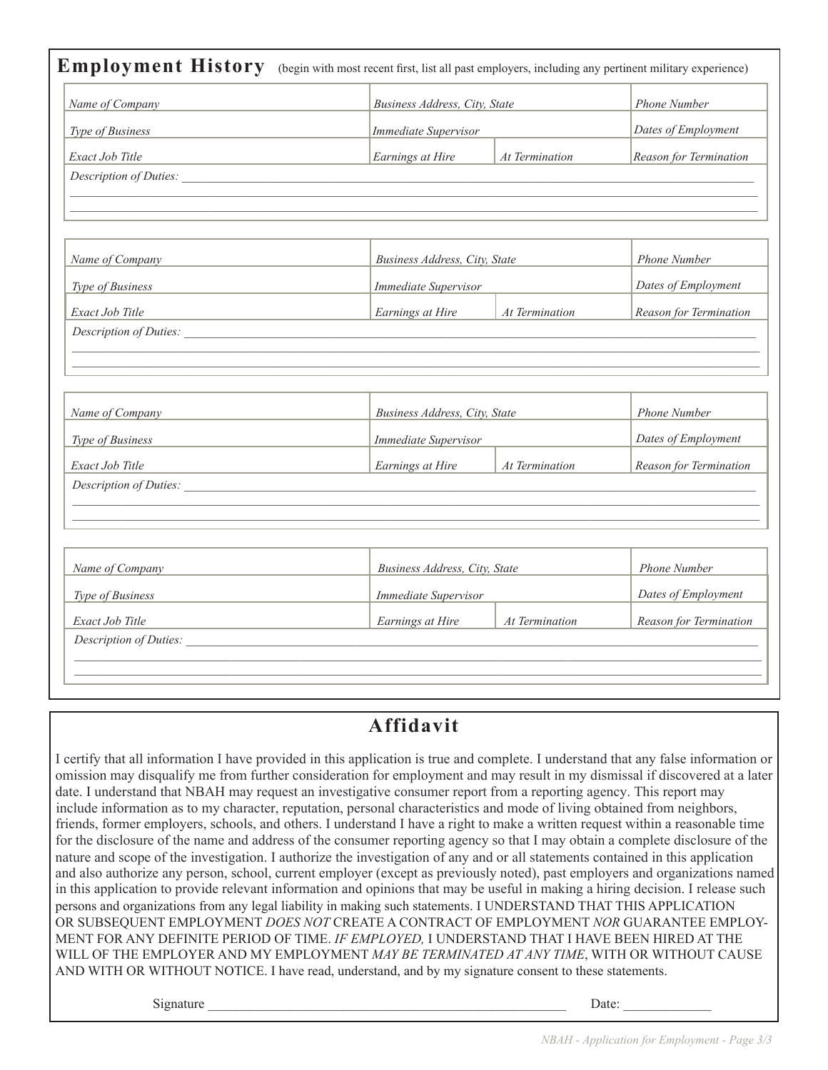## Employment History (begin with most recent first, list all past employers, including any pertinent military experience)

| | | | |
|---|---|---|---|
| *Name of Company* | *Business Address, City, State* | | *Phone Number* |
| *Type of Business* | *Immediate Supervisor* | | *Dates of Employment* |
| *Exact Job Title* | *Earnings at Hire* | *At Termination* | *Reason for Termination* |

*Description of Duties:* ______________________________________________

______________________________________________

______________________________________________

| | | | |
|---|---|---|---|
| *Name of Company* | *Business Address, City, State* | | *Phone Number* |
| *Type of Business* | *Immediate Supervisor* | | *Dates of Employment* |
| *Exact Job Title* | *Earnings at Hire* | *At Termination* | *Reason for Termination* |

*Description of Duties:* ______________________________________________

______________________________________________

______________________________________________

| | | | |
|---|---|---|---|
| *Name of Company* | *Business Address, City, State* | | *Phone Number* |
| *Type of Business* | *Immediate Supervisor* | | *Dates of Employment* |
| *Exact Job Title* | *Earnings at Hire* | *At Termination* | *Reason for Termination* |

*Description of Duties:* ______________________________________________

______________________________________________

______________________________________________

| | | | |
|---|---|---|---|
| *Name of Company* | *Business Address, City, State* | | *Phone Number* |
| *Type of Business* | *Immediate Supervisor* | | *Dates of Employment* |
| *Exact Job Title* | *Earnings at Hire* | *At Termination* | *Reason for Termination* |

*Description of Duties:* ______________________________________________

______________________________________________

______________________________________________

## Affidavit

I certify that all information I have provided in this application is true and complete. I understand that any false information or omission may disqualify me from further consideration for employment and may result in my dismissal if discovered at a later date. I understand that NBAH may request an investigative consumer report from a reporting agency. This report may include information as to my character, reputation, personal characteristics and mode of living obtained from neighbors, friends, former employers, schools, and others. I understand I have a right to make a written request within a reasonable time for the disclosure of the name and address of the consumer reporting agency so that I may obtain a complete disclosure of the nature and scope of the investigation. I authorize the investigation of any and or all statements contained in this application and also authorize any person, school, current employer (except as previously noted), past employers and organizations named in this application to provide relevant information and opinions that may be useful in making a hiring decision. I release such persons and organizations from any legal liability in making such statements. I UNDERSTAND THAT THIS APPLICATION OR SUBSEQUENT EMPLOYMENT *DOES NOT* CREATE A CONTRACT OF EMPLOYMENT *NOR* GUARANTEE EMPLOYMENT FOR ANY DEFINITE PERIOD OF TIME. *IF EMPLOYED,* I UNDERSTAND THAT I HAVE BEEN HIRED AT THE WILL OF THE EMPLOYER AND MY EMPLOYMENT *MAY BE TERMINATED AT ANY TIME*, WITH OR WITHOUT CAUSE AND WITH OR WITHOUT NOTICE. I have read, understand, and by my signature consent to these statements.

Signature ______________________________________________ Date: ____________